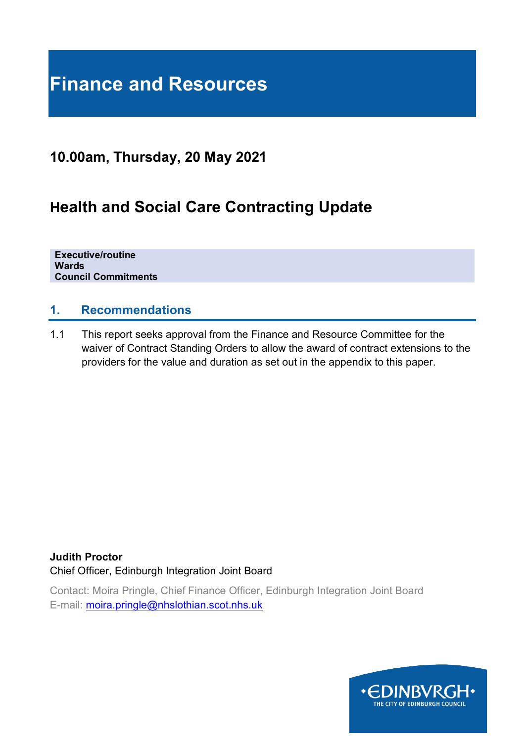# Finance and Resources

## 10.00am, Thursday, 20 May 2021

## Health and Social Care Contracting Update

**Executive/routine**
**Wards**
**Council Commitments**

## 1. Recommendations

1.1 This report seeks approval from the Finance and Resource Committee for the waiver of Contract Standing Orders to allow the award of contract extensions to the providers for the value and duration as set out in the appendix to this paper.

**Judith Proctor**
Chief Officer, Edinburgh Integration Joint Board

Contact: Moira Pringle, Chief Finance Officer, Edinburgh Integration Joint Board
E-mail: moira.pringle@nhslothian.scot.nhs.uk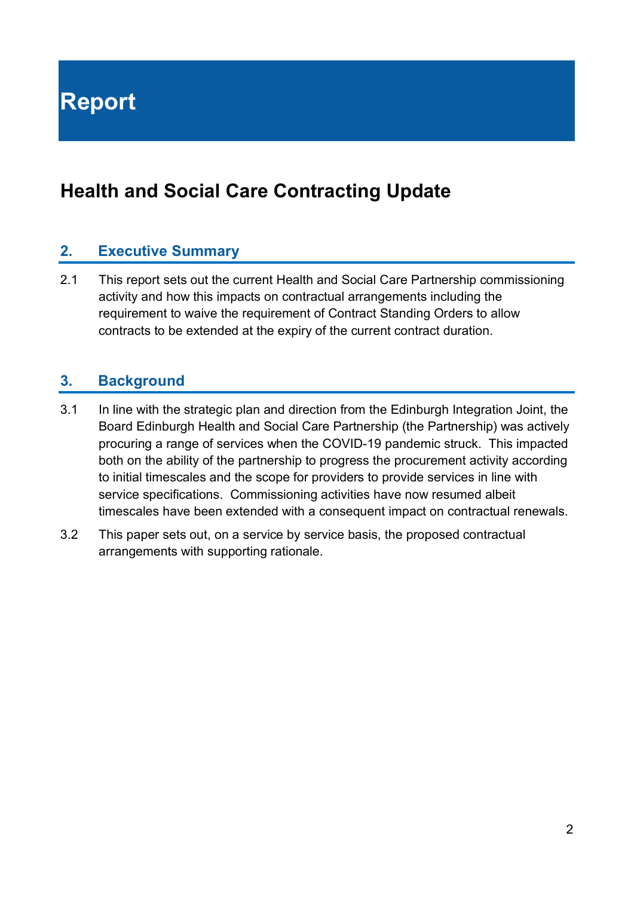# Report

## Health and Social Care Contracting Update

### 2. Executive Summary

2.1 This report sets out the current Health and Social Care Partnership commissioning activity and how this impacts on contractual arrangements including the requirement to waive the requirement of Contract Standing Orders to allow contracts to be extended at the expiry of the current contract duration.

### 3. Background

3.1 In line with the strategic plan and direction from the Edinburgh Integration Joint, the Board Edinburgh Health and Social Care Partnership (the Partnership) was actively procuring a range of services when the COVID-19 pandemic struck. This impacted both on the ability of the partnership to progress the procurement activity according to initial timescales and the scope for providers to provide services in line with service specifications. Commissioning activities have now resumed albeit timescales have been extended with a consequent impact on contractual renewals.

3.2 This paper sets out, on a service by service basis, the proposed contractual arrangements with supporting rationale.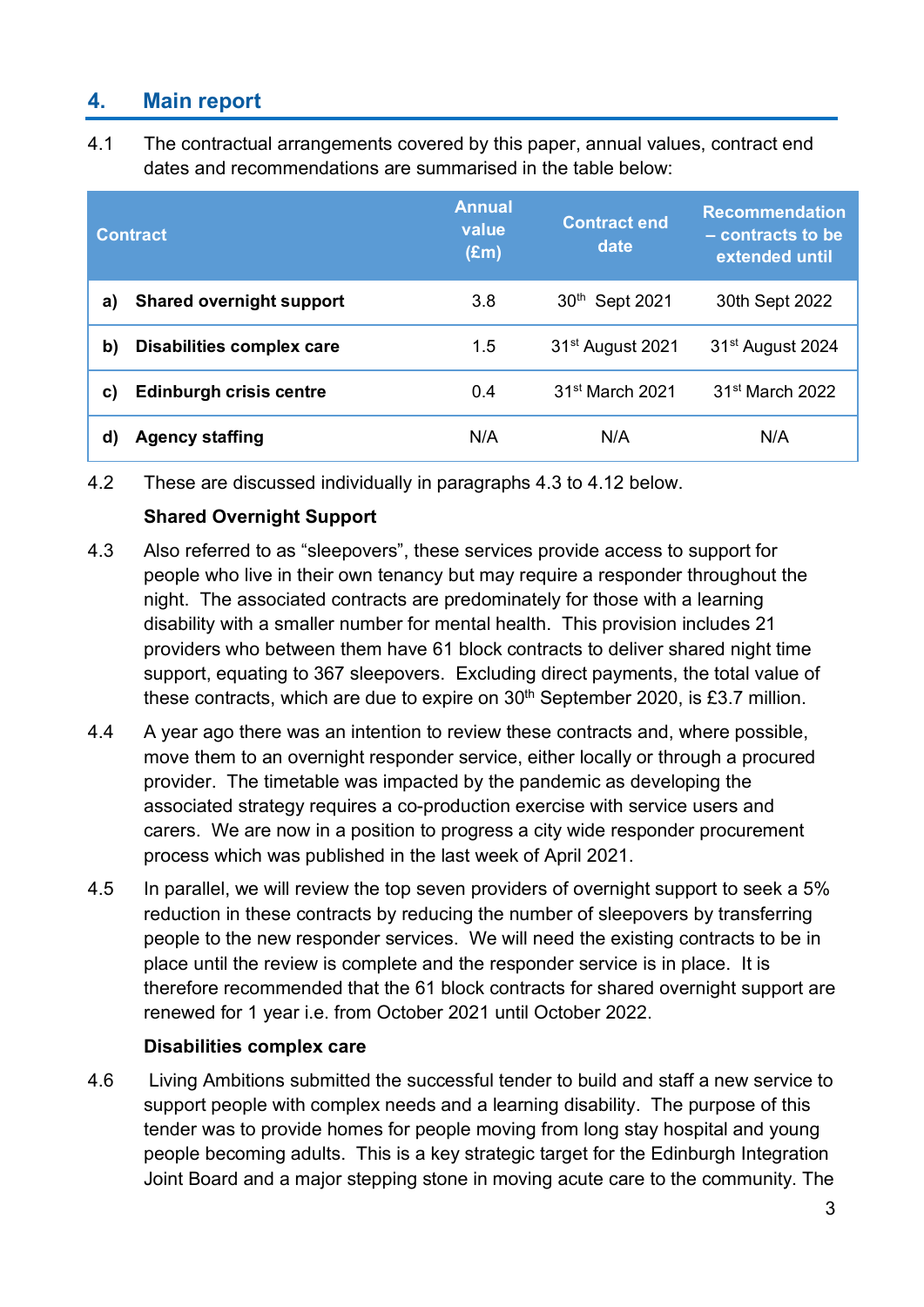## 4. Main report

4.1 The contractual arrangements covered by this paper, annual values, contract end dates and recommendations are summarised in the table below:

| Contract | | Annual value (£m) | Contract end date | Recommendation – contracts to be extended until |
|---|---|---|---|---|
| a) | **Shared overnight support** | 3.8 | 30th Sept 2021 | 30th Sept 2022 |
| b) | **Disabilities complex care** | 1.5 | 31st August 2021 | 31st August 2024 |
| c) | **Edinburgh crisis centre** | 0.4 | 31st March 2021 | 31st March 2022 |
| d) | **Agency staffing** | N/A | N/A | N/A |

4.2 These are discussed individually in paragraphs 4.3 to 4.12 below.

**Shared Overnight Support**

4.3 Also referred to as "sleepovers", these services provide access to support for people who live in their own tenancy but may require a responder throughout the night. The associated contracts are predominately for those with a learning disability with a smaller number for mental health. This provision includes 21 providers who between them have 61 block contracts to deliver shared night time support, equating to 367 sleepovers. Excluding direct payments, the total value of these contracts, which are due to expire on 30th September 2020, is £3.7 million.

4.4 A year ago there was an intention to review these contracts and, where possible, move them to an overnight responder service, either locally or through a procured provider. The timetable was impacted by the pandemic as developing the associated strategy requires a co-production exercise with service users and carers. We are now in a position to progress a city wide responder procurement process which was published in the last week of April 2021.

4.5 In parallel, we will review the top seven providers of overnight support to seek a 5% reduction in these contracts by reducing the number of sleepovers by transferring people to the new responder services. We will need the existing contracts to be in place until the review is complete and the responder service is in place. It is therefore recommended that the 61 block contracts for shared overnight support are renewed for 1 year i.e. from October 2021 until October 2022.

**Disabilities complex care**

4.6 Living Ambitions submitted the successful tender to build and staff a new service to support people with complex needs and a learning disability. The purpose of this tender was to provide homes for people moving from long stay hospital and young people becoming adults. This is a key strategic target for the Edinburgh Integration Joint Board and a major stepping stone in moving acute care to the community. The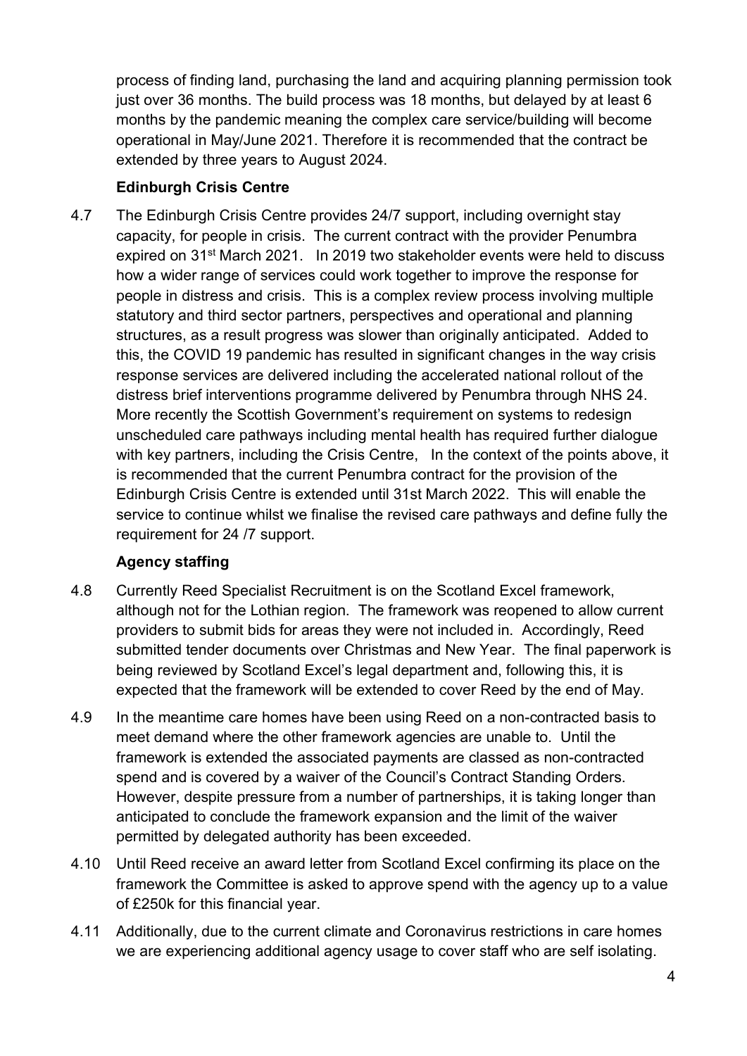process of finding land, purchasing the land and acquiring planning permission took just over 36 months. The build process was 18 months, but delayed by at least 6 months by the pandemic meaning the complex care service/building will become operational in May/June 2021. Therefore it is recommended that the contract be extended by three years to August 2024.

**Edinburgh Crisis Centre**

4.7 The Edinburgh Crisis Centre provides 24/7 support, including overnight stay capacity, for people in crisis. The current contract with the provider Penumbra expired on 31st March 2021. In 2019 two stakeholder events were held to discuss how a wider range of services could work together to improve the response for people in distress and crisis. This is a complex review process involving multiple statutory and third sector partners, perspectives and operational and planning structures, as a result progress was slower than originally anticipated. Added to this, the COVID 19 pandemic has resulted in significant changes in the way crisis response services are delivered including the accelerated national rollout of the distress brief interventions programme delivered by Penumbra through NHS 24. More recently the Scottish Government's requirement on systems to redesign unscheduled care pathways including mental health has required further dialogue with key partners, including the Crisis Centre, In the context of the points above, it is recommended that the current Penumbra contract for the provision of the Edinburgh Crisis Centre is extended until 31st March 2022. This will enable the service to continue whilst we finalise the revised care pathways and define fully the requirement for 24 /7 support.

**Agency staffing**

4.8 Currently Reed Specialist Recruitment is on the Scotland Excel framework, although not for the Lothian region. The framework was reopened to allow current providers to submit bids for areas they were not included in. Accordingly, Reed submitted tender documents over Christmas and New Year. The final paperwork is being reviewed by Scotland Excel's legal department and, following this, it is expected that the framework will be extended to cover Reed by the end of May.

4.9 In the meantime care homes have been using Reed on a non-contracted basis to meet demand where the other framework agencies are unable to. Until the framework is extended the associated payments are classed as non-contracted spend and is covered by a waiver of the Council's Contract Standing Orders. However, despite pressure from a number of partnerships, it is taking longer than anticipated to conclude the framework expansion and the limit of the waiver permitted by delegated authority has been exceeded.

4.10 Until Reed receive an award letter from Scotland Excel confirming its place on the framework the Committee is asked to approve spend with the agency up to a value of £250k for this financial year.

4.11 Additionally, due to the current climate and Coronavirus restrictions in care homes we are experiencing additional agency usage to cover staff who are self isolating.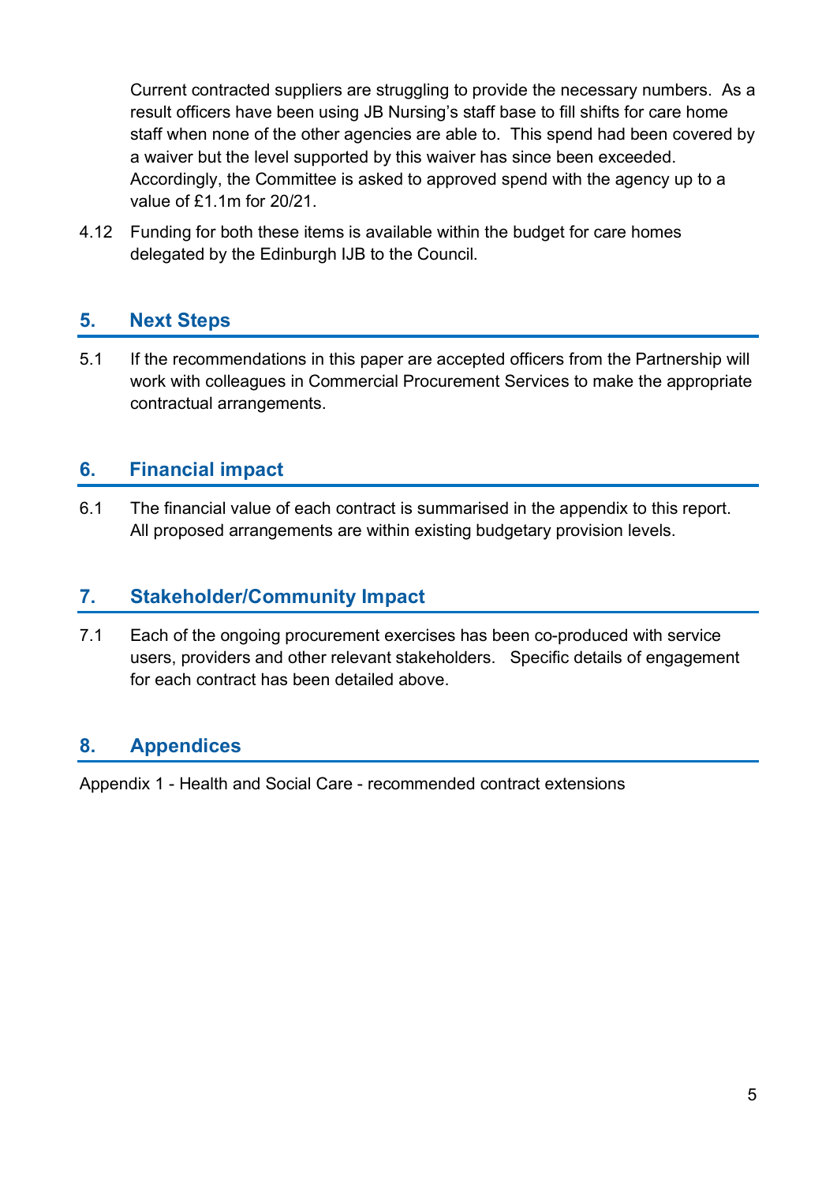Current contracted suppliers are struggling to provide the necessary numbers. As a result officers have been using JB Nursing's staff base to fill shifts for care home staff when none of the other agencies are able to. This spend had been covered by a waiver but the level supported by this waiver has since been exceeded. Accordingly, the Committee is asked to approved spend with the agency up to a value of £1.1m for 20/21.

4.12 Funding for both these items is available within the budget for care homes delegated by the Edinburgh IJB to the Council.

## 5. Next Steps

5.1 If the recommendations in this paper are accepted officers from the Partnership will work with colleagues in Commercial Procurement Services to make the appropriate contractual arrangements.

## 6. Financial impact

6.1 The financial value of each contract is summarised in the appendix to this report. All proposed arrangements are within existing budgetary provision levels.

## 7. Stakeholder/Community Impact

7.1 Each of the ongoing procurement exercises has been co-produced with service users, providers and other relevant stakeholders. Specific details of engagement for each contract has been detailed above.

## 8. Appendices

Appendix 1 - Health and Social Care - recommended contract extensions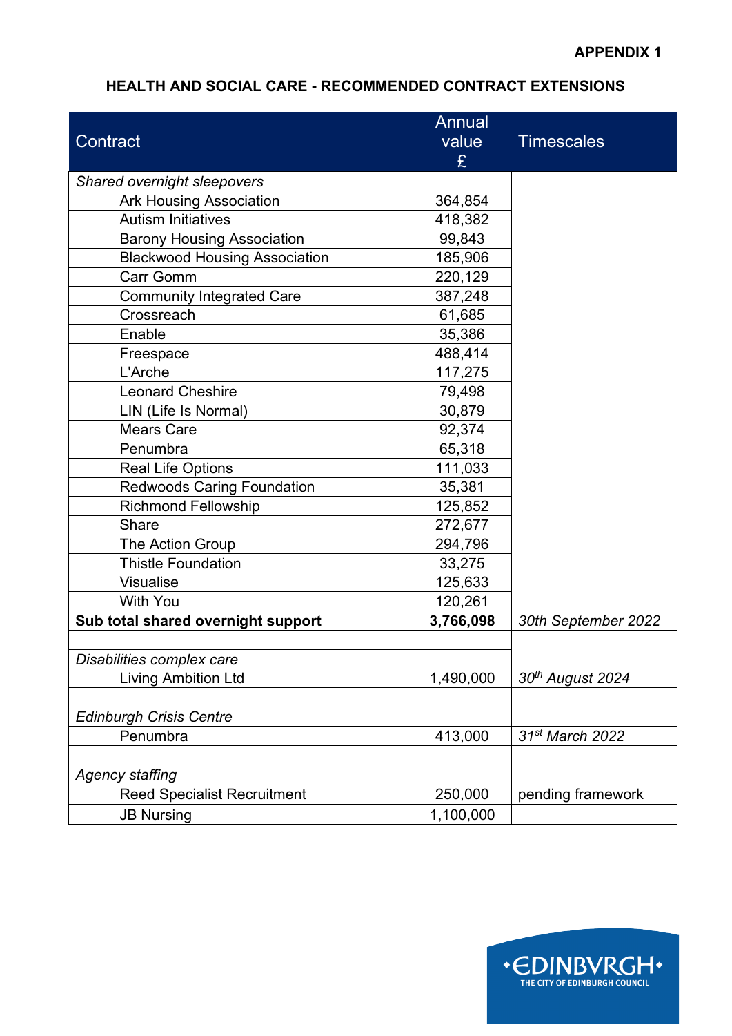**APPENDIX 1**

**HEALTH AND SOCIAL CARE - RECOMMENDED CONTRACT EXTENSIONS**

| Contract | Annual value £ | Timescales |
| --- | --- | --- |
| *Shared overnight sleepovers* | | |
| Ark Housing Association | 364,854 | |
| Autism Initiatives | 418,382 | |
| Barony Housing Association | 99,843 | |
| Blackwood Housing Association | 185,906 | |
| Carr Gomm | 220,129 | |
| Community Integrated Care | 387,248 | |
| Crossreach | 61,685 | |
| Enable | 35,386 | |
| Freespace | 488,414 | |
| L'Arche | 117,275 | |
| Leonard Cheshire | 79,498 | |
| LIN (Life Is Normal) | 30,879 | |
| Mears Care | 92,374 | |
| Penumbra | 65,318 | |
| Real Life Options | 111,033 | |
| Redwoods Caring Foundation | 35,381 | |
| Richmond Fellowship | 125,852 | |
| Share | 272,677 | |
| The Action Group | 294,796 | |
| Thistle Foundation | 33,275 | |
| Visualise | 125,633 | |
| With You | 120,261 | |
| **Sub total shared overnight support** | **3,766,098** | *30th September 2022* |
| | | |
| *Disabilities complex care* | | |
| Living Ambition Ltd | 1,490,000 | *30th August 2024* |
| | | |
| *Edinburgh Crisis Centre* | | |
| Penumbra | 413,000 | *31st March 2022* |
| | | |
| *Agency staffing* | | |
| Reed Specialist Recruitment | 250,000 | pending framework |
| JB Nursing | 1,100,000 | |